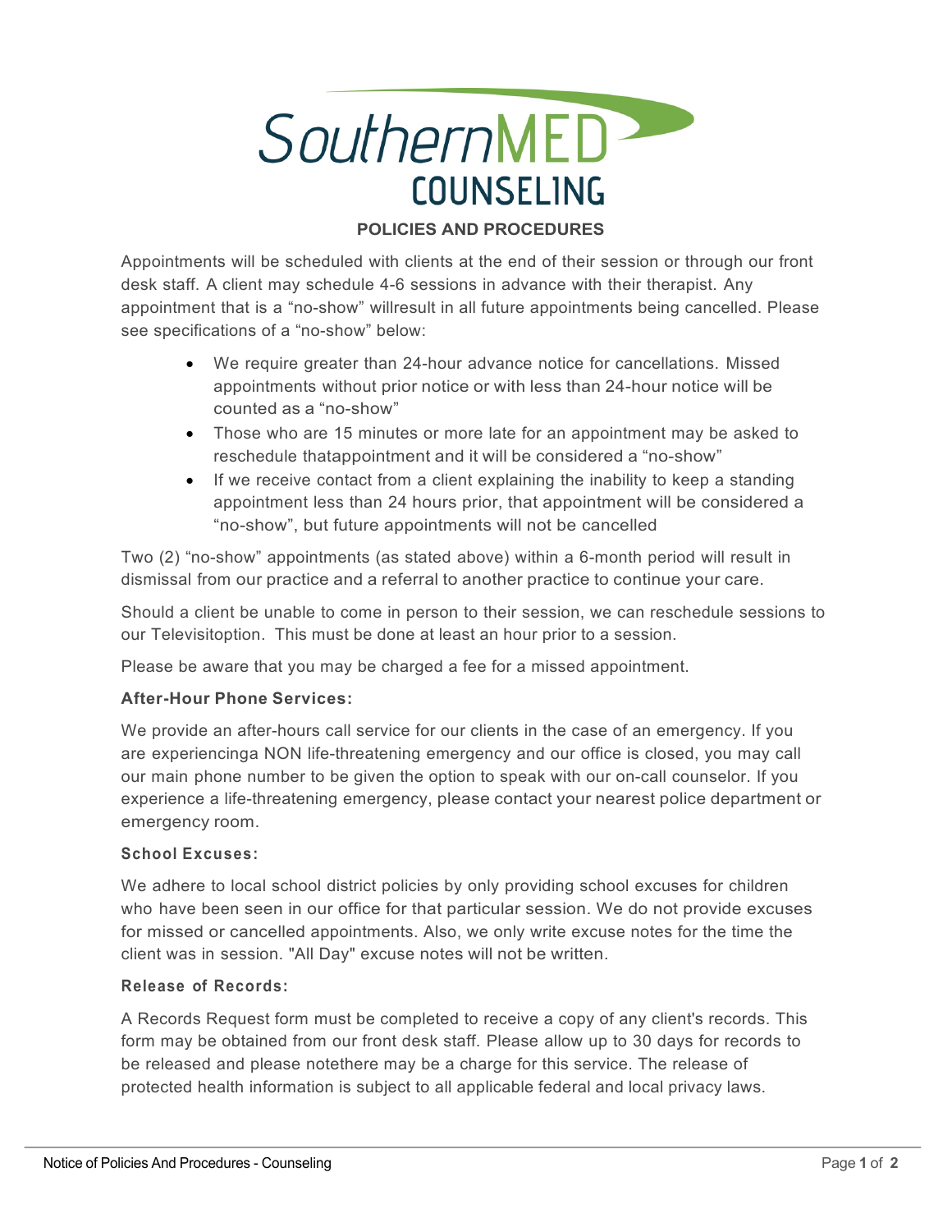# SouthernMED COUNSELING

## POLICIES AND PROCEDURES

Appointments will be scheduled with clients at the end of their session or through our front desk staff. A client may schedule 4-6 sessions in advance with their therapist. Any appointment that is a "no-show" willresult in all future appointments being cancelled. Please see specifications of a "no-show" below:

- We require greater than 24-hour advance notice for cancellations. Missed appointments without prior notice or with less than 24-hour notice will be counted as a "no-show"
- Those who are 15 minutes or more late for an appointment may be asked to reschedule thatappointment and it will be considered a "no-show"
- If we receive contact from a client explaining the inability to keep a standing appointment less than 24 hours prior, that appointment will be considered a "no-show", but future appointments will not be cancelled

Two (2) "no-show" appointments (as stated above) within a 6-month period will result in dismissal from our practice and a referral to another practice to continue your care.

Should a client be unable to come in person to their session, we can reschedule sessions to our Televisitoption. This must be done at least an hour prior to a session.

Please be aware that you may be charged a fee for a missed appointment.

### After-Hour Phone Services:

We provide an after-hours call service for our clients in the case of an emergency. If you are experiencinga NON life-threatening emergency and our office is closed, you may call our main phone number to be given the option to speak with our on-call counselor. If you experience a life-threatening emergency, please contact your nearest police department or emergency room.

### School Excuses:

We adhere to local school district policies by only providing school excuses for children who have been seen in our office for that particular session. We do not provide excuses for missed or cancelled appointments. Also, we only write excuse notes for the time the client was in session. "All Day" excuse notes will not be written.

### Release of Records:

A Records Request form must be completed to receive a copy of any client's records. This form may be obtained from our front desk staff. Please allow up to 30 days for records to be released and please notethere may be a charge for this service. The release of protected health information is subject to all applicable federal and local privacy laws.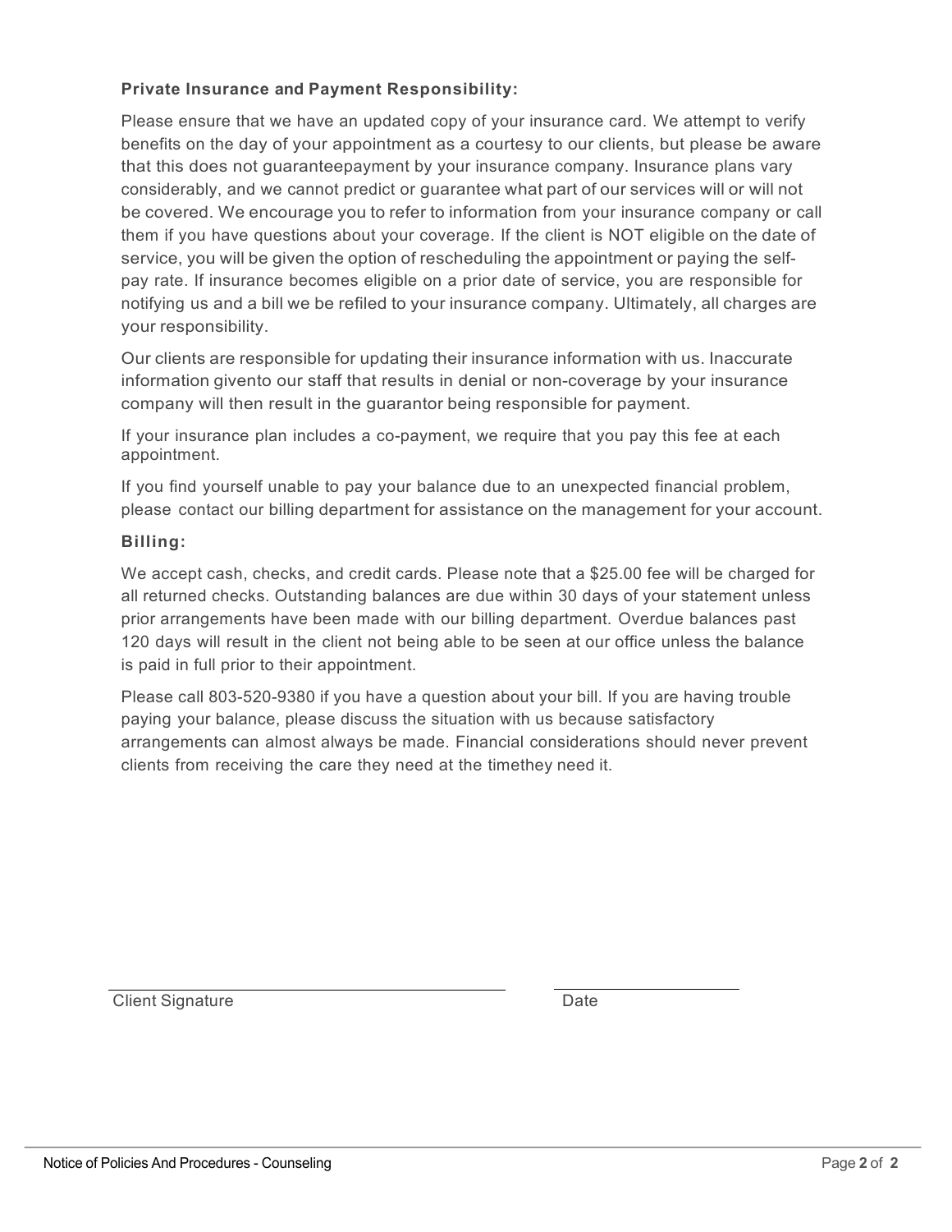**Private Insurance and Payment Responsibility:**

Please ensure that we have an updated copy of your insurance card. We attempt to verify benefits on the day of your appointment as a courtesy to our clients, but please be aware that this does not guaranteepayment by your insurance company. Insurance plans vary considerably, and we cannot predict or guarantee what part of our services will or will not be covered. We encourage you to refer to information from your insurance company or call them if you have questions about your coverage. If the client is NOT eligible on the date of service, you will be given the option of rescheduling the appointment or paying the self-pay rate. If insurance becomes eligible on a prior date of service, you are responsible for notifying us and a bill we be refiled to your insurance company. Ultimately, all charges are your responsibility.

Our clients are responsible for updating their insurance information with us. Inaccurate information givento our staff that results in denial or non-coverage by your insurance company will then result in the guarantor being responsible for payment.

If your insurance plan includes a co-payment, we require that you pay this fee at each appointment.

If you find yourself unable to pay your balance due to an unexpected financial problem, please contact our billing department for assistance on the management for your account.

**Billing:**

We accept cash, checks, and credit cards. Please note that a $25.00 fee will be charged for all returned checks. Outstanding balances are due within 30 days of your statement unless prior arrangements have been made with our billing department. Overdue balances past 120 days will result in the client not being able to be seen at our office unless the balance is paid in full prior to their appointment.

Please call 803-520-9380 if you have a question about your bill. If you are having trouble paying your balance, please discuss the situation with us because satisfactory arrangements can almost always be made. Financial considerations should never prevent clients from receiving the care they need at the timethey need it.

\_\_\_\_\_\_\_\_\_\_\_\_\_\_\_\_\_\_\_\_\_\_\_\_\_\_\_\_\_\_\_\_\_\_\_\_\_\_ \_\_\_\_\_\_\_\_\_\_\_\_\_\_\_\_\_\_

Client Signature Date